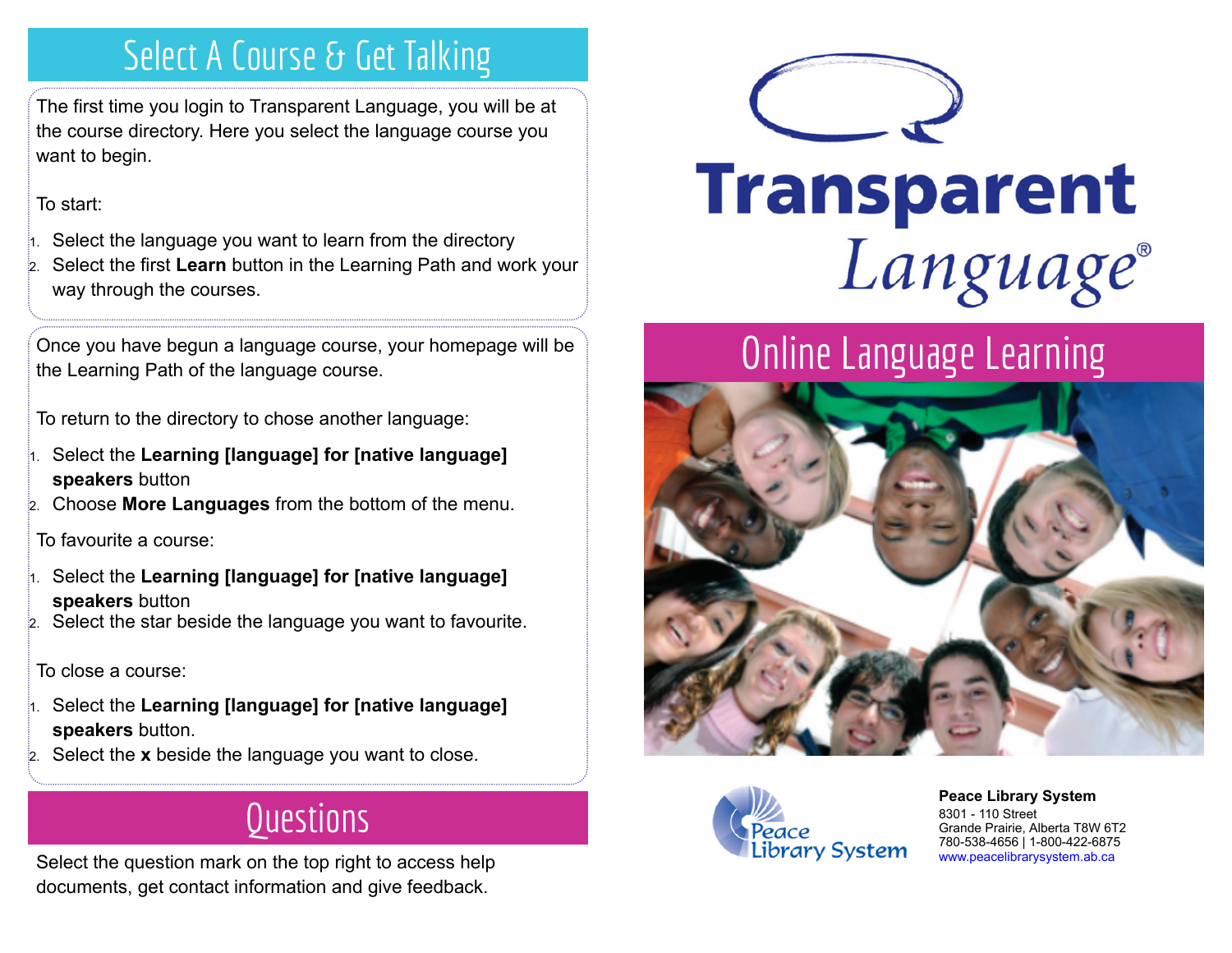## Select A Course & Get Talking

The first time you login to Transparent Language, you will be at the course directory. Here you select the language course you want to begin.

To start:

1. Select the language you want to learn from the directory
2. Select the first **Learn** button in the Learning Path and work your way through the courses.

Once you have begun a language course, your homepage will be the Learning Path of the language course.

To return to the directory to chose another language:

1. Select the **Learning [language] for [native language] speakers** button
2. Choose **More Languages** from the bottom of the menu.

To favourite a course:

1. Select the **Learning [language] for [native language] speakers** button
2. Select the star beside the language you want to favourite.

To close a course:

1. Select the **Learning [language] for [native language] speakers** button.
2. Select the **x** beside the language you want to close.

## Questions

Select the question mark on the top right to access help documents, get contact information and give feedback.

# Transparent Language®

## Online Language Learning

Peace Library System

**Peace Library System**
8301 - 110 Street
Grande Prairie, Alberta T8W 6T2
780-538-4656 | 1-800-422-6875
www.peacelibrarysystem.ab.ca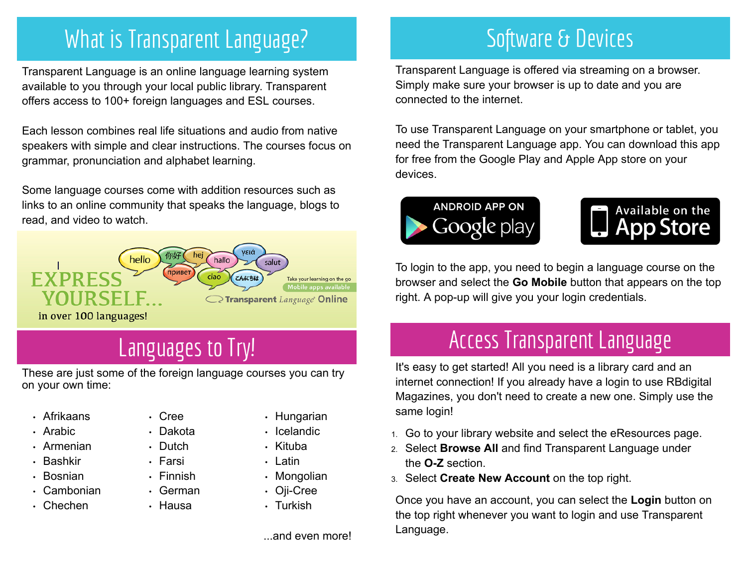# What is Transparent Language?

Transparent Language is an online language learning system available to you through your local public library. Transparent offers access to 100+ foreign languages and ESL courses.

Each lesson combines real life situations and audio from native speakers with simple and clear instructions. The courses focus on grammar, pronunciation and alphabet learning.

Some language courses come with addition resources such as links to an online community that speaks the language, blogs to read, and video to watch.

EXPRESS YOURSELF... in over 100 languages!

hello 你好 hej привет hallo ciao γειά salut こんにちは

Take your learning on the go

Mobile apps available

Transparent Language Online

# Languages to Try!

These are just some of the foreign language courses you can try on your own time:

- Afrikaans
- Arabic
- Armenian
- Bashkir
- Bosnian
- Cambonian
- Chechen
- Cree
- Dakota
- Dutch
- Farsi
- Finnish
- German
- Hausa
- Hungarian
- Icelandic
- Kituba
- Latin
- Mongolian
- Oji-Cree
- Turkish

...and even more!

# Software & Devices

Transparent Language is offered via streaming on a browser. Simply make sure your browser is up to date and you are connected to the internet.

To use Transparent Language on your smartphone or tablet, you need the Transparent Language app. You can download this app for free from the Google Play and Apple App store on your devices.

ANDROID APP ON Google play

Available on the App Store

To login to the app, you need to begin a language course on the browser and select the **Go Mobile** button that appears on the top right. A pop-up will give you your login credentials.

# Access Transparent Language

It's easy to get started! All you need is a library card and an internet connection! If you already have a login to use RBdigital Magazines, you don't need to create a new one. Simply use the same login!

1. Go to your library website and select the eResources page.
2. Select **Browse All** and find Transparent Language under the **O-Z** section.
3. Select **Create New Account** on the top right.

Once you have an account, you can select the **Login** button on the top right whenever you want to login and use Transparent Language.